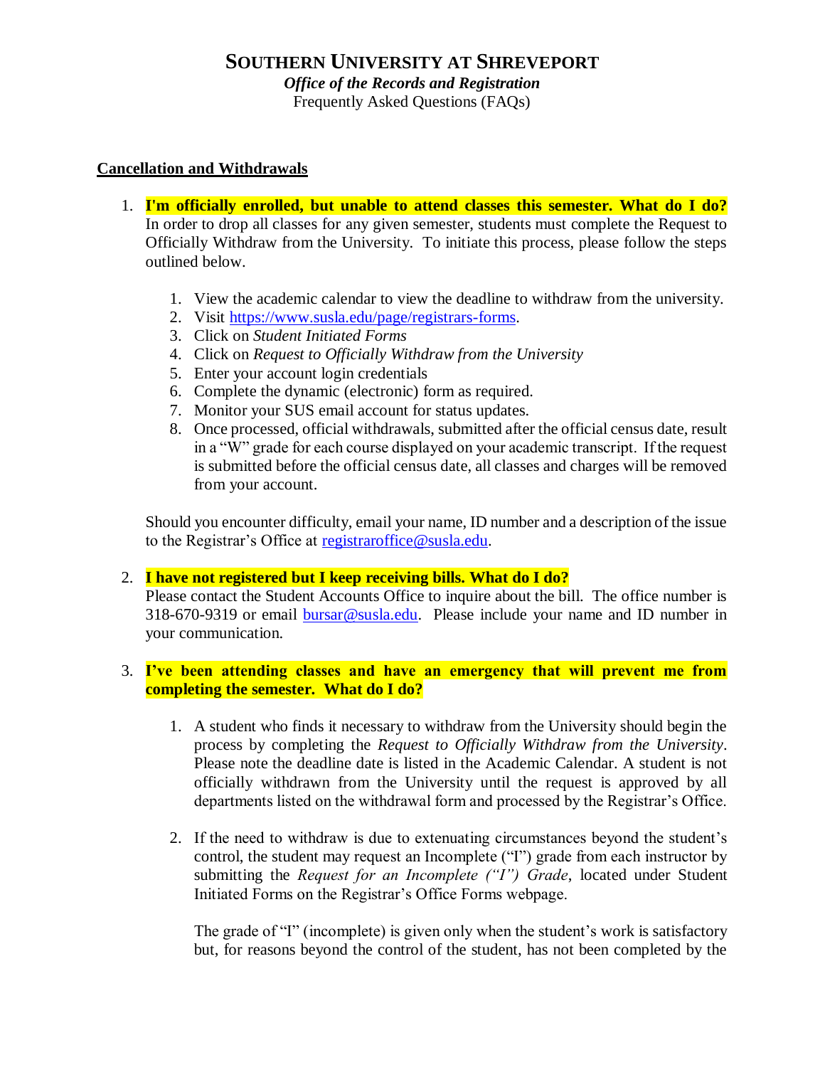# SOUTHERN UNIVERSITY AT SHREVEPORT

***Office of the Records and Registration***

Frequently Asked Questions (FAQs)

## Cancellation and Withdrawals

1. **I'm officially enrolled, but unable to attend classes this semester. What do I do?**
   In order to drop all classes for any given semester, students must complete the Request to Officially Withdraw from the University. To initiate this process, please follow the steps outlined below.

   1. View the academic calendar to view the deadline to withdraw from the university.
   2. Visit https://www.susla.edu/page/registrars-forms.
   3. Click on *Student Initiated Forms*
   4. Click on *Request to Officially Withdraw from the University*
   5. Enter your account login credentials
   6. Complete the dynamic (electronic) form as required.
   7. Monitor your SUS email account for status updates.
   8. Once processed, official withdrawals, submitted after the official census date, result in a "W" grade for each course displayed on your academic transcript. If the request is submitted before the official census date, all classes and charges will be removed from your account.

   Should you encounter difficulty, email your name, ID number and a description of the issue to the Registrar's Office at registraroffice@susla.edu.

2. **I have not registered but I keep receiving bills. What do I do?**
   Please contact the Student Accounts Office to inquire about the bill. The office number is 318-670-9319 or email bursar@susla.edu. Please include your name and ID number in your communication.

3. **I've been attending classes and have an emergency that will prevent me from completing the semester. What do I do?**

   1. A student who finds it necessary to withdraw from the University should begin the process by completing the *Request to Officially Withdraw from the University*. Please note the deadline date is listed in the Academic Calendar. A student is not officially withdrawn from the University until the request is approved by all departments listed on the withdrawal form and processed by the Registrar's Office.

   2. If the need to withdraw is due to extenuating circumstances beyond the student's control, the student may request an Incomplete ("I") grade from each instructor by submitting the *Request for an Incomplete ("I") Grade*, located under Student Initiated Forms on the Registrar's Office Forms webpage.

      The grade of "I" (incomplete) is given only when the student's work is satisfactory but, for reasons beyond the control of the student, has not been completed by the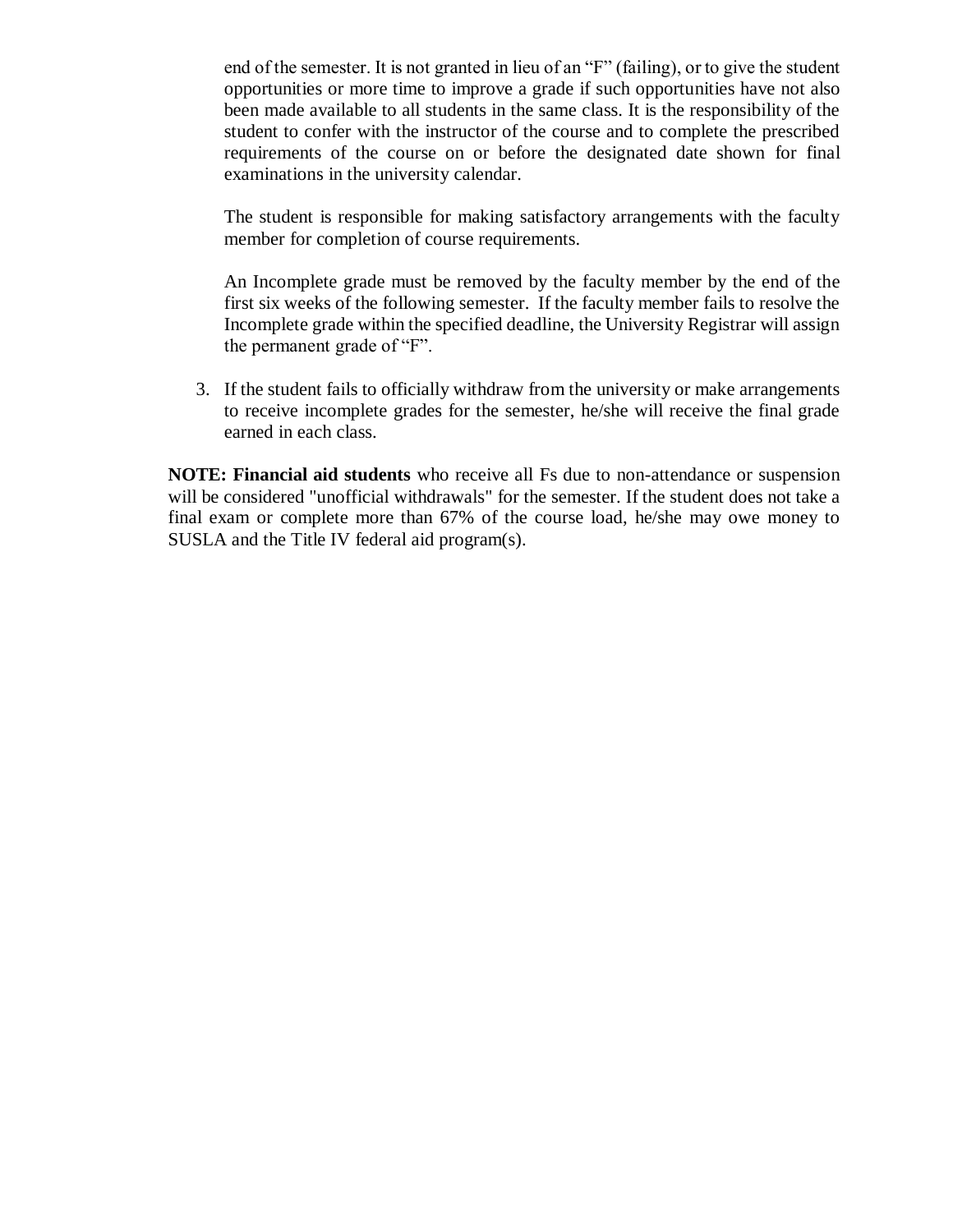end of the semester. It is not granted in lieu of an "F" (failing), or to give the student opportunities or more time to improve a grade if such opportunities have not also been made available to all students in the same class. It is the responsibility of the student to confer with the instructor of the course and to complete the prescribed requirements of the course on or before the designated date shown for final examinations in the university calendar.

The student is responsible for making satisfactory arrangements with the faculty member for completion of course requirements.

An Incomplete grade must be removed by the faculty member by the end of the first six weeks of the following semester. If the faculty member fails to resolve the Incomplete grade within the specified deadline, the University Registrar will assign the permanent grade of "F".

3. If the student fails to officially withdraw from the university or make arrangements to receive incomplete grades for the semester, he/she will receive the final grade earned in each class.

**NOTE: Financial aid students** who receive all Fs due to non-attendance or suspension will be considered "unofficial withdrawals" for the semester. If the student does not take a final exam or complete more than 67% of the course load, he/she may owe money to SUSLA and the Title IV federal aid program(s).